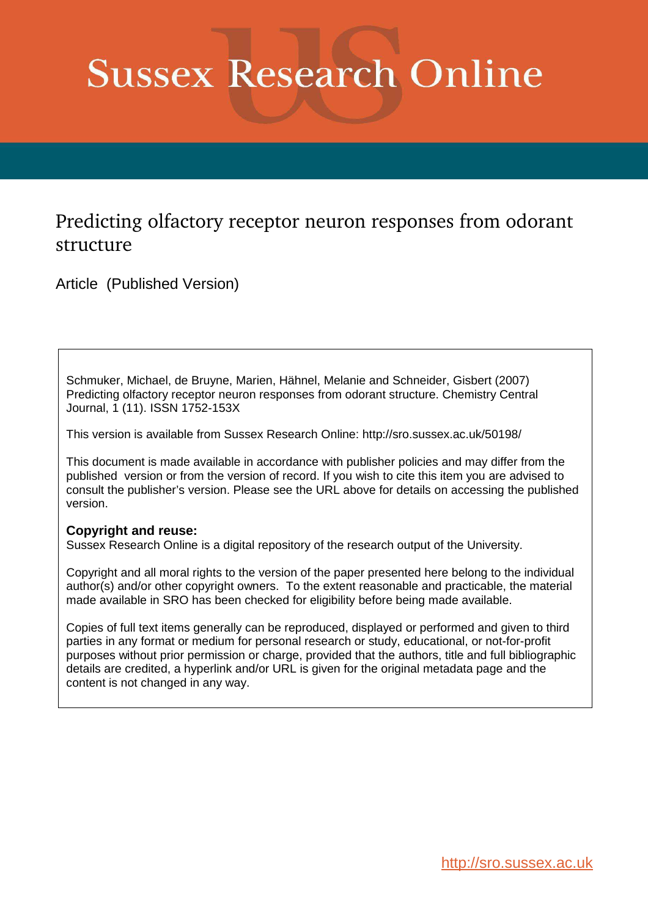# Sussex Research Online

## Predicting olfactory receptor neuron responses from odorant structure

Article (Published Version)

Schmuker, Michael, de Bruyne, Marien, Hähnel, Melanie and Schneider, Gisbert (2007) Predicting olfactory receptor neuron responses from odorant structure. Chemistry Central Journal, 1 (11). ISSN 1752-153X

This version is available from Sussex Research Online: http://sro.sussex.ac.uk/50198/

This document is made available in accordance with publisher policies and may differ from the published version or from the version of record. If you wish to cite this item you are advised to consult the publisher's version. Please see the URL above for details on accessing the published version.

**Copyright and reuse:**
Sussex Research Online is a digital repository of the research output of the University.

Copyright and all moral rights to the version of the paper presented here belong to the individual author(s) and/or other copyright owners. To the extent reasonable and practicable, the material made available in SRO has been checked for eligibility before being made available.

Copies of full text items generally can be reproduced, displayed or performed and given to third parties in any format or medium for personal research or study, educational, or not-for-profit purposes without prior permission or charge, provided that the authors, title and full bibliographic details are credited, a hyperlink and/or URL is given for the original metadata page and the content is not changed in any way.

http://sro.sussex.ac.uk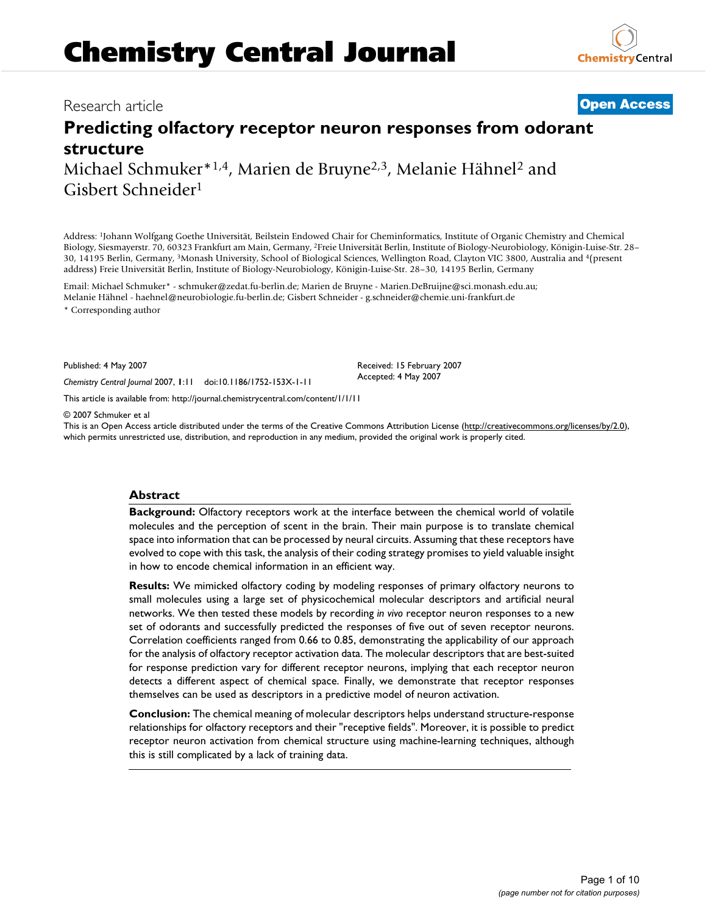# Predicting olfactory receptor neuron responses from odorant structure

Michael Schmuker*[1,4], Marien de Bruyne[2,3], Melanie Hähnel[2] and Gisbert Schneider[1]

Address: [1]Johann Wolfgang Goethe Universität, Beilstein Endowed Chair for Cheminformatics, Institute of Organic Chemistry and Chemical Biology, Siesmayerstr. 70, 60323 Frankfurt am Main, Germany, [2]Freie Universität Berlin, Institute of Biology-Neurobiology, Königin-Luise-Str. 28–30, 14195 Berlin, Germany, [3]Monash University, School of Biological Sciences, Wellington Road, Clayton VIC 3800, Australia and [4](present address) Freie Universität Berlin, Institute of Biology-Neurobiology, Königin-Luise-Str. 28–30, 14195 Berlin, Germany

Email: Michael Schmuker* - schmuker@zedat.fu-berlin.de; Marien de Bruyne - Marien.DeBruijne@sci.monash.edu.au; Melanie Hähnel - haehnel@neurobiologie.fu-berlin.de; Gisbert Schneider - g.schneider@chemie.uni-frankfurt.de

\* Corresponding author

Published: 4 May 2007

*Chemistry Central Journal* 2007, **1**:11 doi:10.1186/1752-153X-1-11

Received: 15 February 2007
Accepted: 4 May 2007

This article is available from: http://journal.chemistrycentral.com/content/1/1/11

© 2007 Schmuker et al
This is an Open Access article distributed under the terms of the Creative Commons Attribution License (http://creativecommons.org/licenses/by/2.0), which permits unrestricted use, distribution, and reproduction in any medium, provided the original work is properly cited.

## Abstract

**Background:** Olfactory receptors work at the interface between the chemical world of volatile molecules and the perception of scent in the brain. Their main purpose is to translate chemical space into information that can be processed by neural circuits. Assuming that these receptors have evolved to cope with this task, the analysis of their coding strategy promises to yield valuable insight in how to encode chemical information in an efficient way.

**Results:** We mimicked olfactory coding by modeling responses of primary olfactory neurons to small molecules using a large set of physicochemical molecular descriptors and artificial neural networks. We then tested these models by recording *in vivo* receptor neuron responses to a new set of odorants and successfully predicted the responses of five out of seven receptor neurons. Correlation coefficients ranged from 0.66 to 0.85, demonstrating the applicability of our approach for the analysis of olfactory receptor activation data. The molecular descriptors that are best-suited for response prediction vary for different receptor neurons, implying that each receptor neuron detects a different aspect of chemical space. Finally, we demonstrate that receptor responses themselves can be used as descriptors in a predictive model of neuron activation.

**Conclusion:** The chemical meaning of molecular descriptors helps understand structure-response relationships for olfactory receptors and their "receptive fields". Moreover, it is possible to predict receptor neuron activation from chemical structure using machine-learning techniques, although this is still complicated by a lack of training data.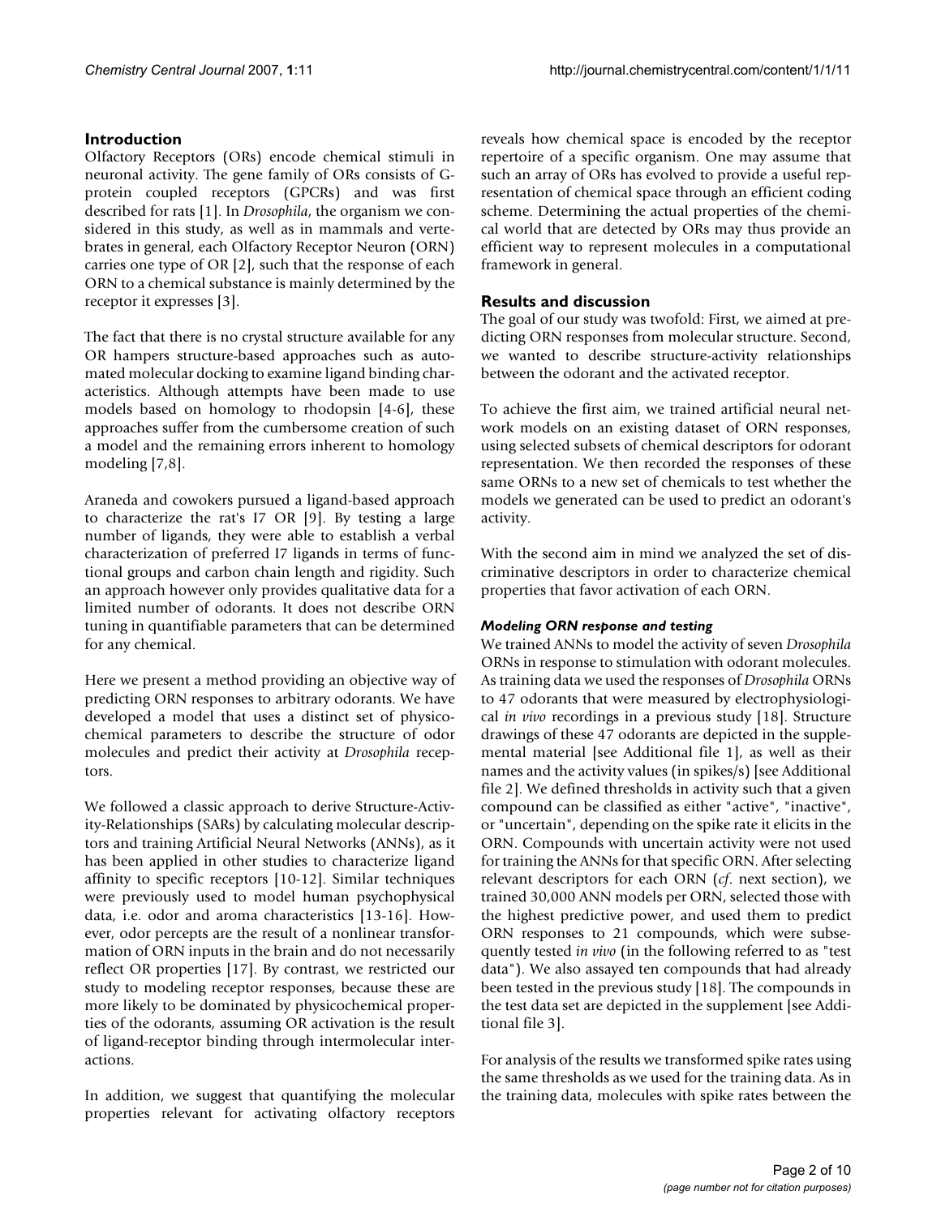## Introduction

Olfactory Receptors (ORs) encode chemical stimuli in neuronal activity. The gene family of ORs consists of G-protein coupled receptors (GPCRs) and was first described for rats [1]. In *Drosophila*, the organism we considered in this study, as well as in mammals and vertebrates in general, each Olfactory Receptor Neuron (ORN) carries one type of OR [2], such that the response of each ORN to a chemical substance is mainly determined by the receptor it expresses [3].

The fact that there is no crystal structure available for any OR hampers structure-based approaches such as automated molecular docking to examine ligand binding characteristics. Although attempts have been made to use models based on homology to rhodopsin [4-6], these approaches suffer from the cumbersome creation of such a model and the remaining errors inherent to homology modeling [7,8].

Araneda and cowokers pursued a ligand-based approach to characterize the rat's I7 OR [9]. By testing a large number of ligands, they were able to establish a verbal characterization of preferred I7 ligands in terms of functional groups and carbon chain length and rigidity. Such an approach however only provides qualitative data for a limited number of odorants. It does not describe ORN tuning in quantifiable parameters that can be determined for any chemical.

Here we present a method providing an objective way of predicting ORN responses to arbitrary odorants. We have developed a model that uses a distinct set of physicochemical parameters to describe the structure of odor molecules and predict their activity at *Drosophila* receptors.

We followed a classic approach to derive Structure-Activity-Relationships (SARs) by calculating molecular descriptors and training Artificial Neural Networks (ANNs), as it has been applied in other studies to characterize ligand affinity to specific receptors [10-12]. Similar techniques were previously used to model human psychophysical data, i.e. odor and aroma characteristics [13-16]. However, odor percepts are the result of a nonlinear transformation of ORN inputs in the brain and do not necessarily reflect OR properties [17]. By contrast, we restricted our study to modeling receptor responses, because these are more likely to be dominated by physicochemical properties of the odorants, assuming OR activation is the result of ligand-receptor binding through intermolecular interactions.

In addition, we suggest that quantifying the molecular properties relevant for activating olfactory receptors reveals how chemical space is encoded by the receptor repertoire of a specific organism. One may assume that such an array of ORs has evolved to provide a useful representation of chemical space through an efficient coding scheme. Determining the actual properties of the chemical world that are detected by ORs may thus provide an efficient way to represent molecules in a computational framework in general.

## Results and discussion

The goal of our study was twofold: First, we aimed at predicting ORN responses from molecular structure. Second, we wanted to describe structure-activity relationships between the odorant and the activated receptor.

To achieve the first aim, we trained artificial neural network models on an existing dataset of ORN responses, using selected subsets of chemical descriptors for odorant representation. We then recorded the responses of these same ORNs to a new set of chemicals to test whether the models we generated can be used to predict an odorant's activity.

With the second aim in mind we analyzed the set of discriminative descriptors in order to characterize chemical properties that favor activation of each ORN.

### *Modeling ORN response and testing*

We trained ANNs to model the activity of seven *Drosophila* ORNs in response to stimulation with odorant molecules. As training data we used the responses of *Drosophila* ORNs to 47 odorants that were measured by electrophysiological *in vivo* recordings in a previous study [18]. Structure drawings of these 47 odorants are depicted in the supplemental material [see Additional file 1], as well as their names and the activity values (in spikes/s) [see Additional file 2]. We defined thresholds in activity such that a given compound can be classified as either "active", "inactive", or "uncertain", depending on the spike rate it elicits in the ORN. Compounds with uncertain activity were not used for training the ANNs for that specific ORN. After selecting relevant descriptors for each ORN (*cf*. next section), we trained 30,000 ANN models per ORN, selected those with the highest predictive power, and used them to predict ORN responses to 21 compounds, which were subsequently tested *in vivo* (in the following referred to as "test data"). We also assayed ten compounds that had already been tested in the previous study [18]. The compounds in the test data set are depicted in the supplement [see Additional file 3].

For analysis of the results we transformed spike rates using the same thresholds as we used for the training data. As in the training data, molecules with spike rates between the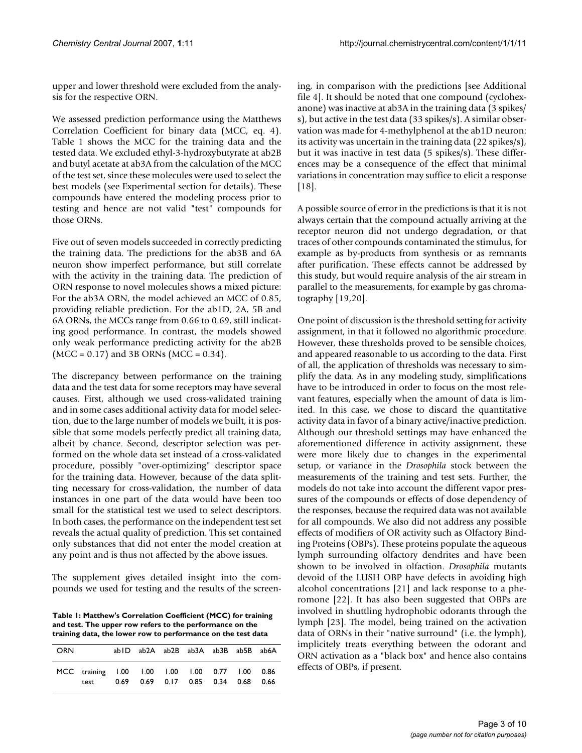upper and lower threshold were excluded from the analysis for the respective ORN.

We assessed prediction performance using the Matthews Correlation Coefficient for binary data (MCC, eq. 4). Table 1 shows the MCC for the training data and the tested data. We excluded ethyl-3-hydroxybutyrate at ab2B and butyl acetate at ab3A from the calculation of the MCC of the test set, since these molecules were used to select the best models (see Experimental section for details). These compounds have entered the modeling process prior to testing and hence are not valid "test" compounds for those ORNs.

Five out of seven models succeeded in correctly predicting the training data. The predictions for the ab3B and 6A neuron show imperfect performance, but still correlate with the activity in the training data. The prediction of ORN response to novel molecules shows a mixed picture: For the ab3A ORN, the model achieved an MCC of 0.85, providing reliable prediction. For the ab1D, 2A, 5B and 6A ORNs, the MCCs range from 0.66 to 0.69, still indicating good performance. In contrast, the models showed only weak performance predicting activity for the ab2B (MCC = 0.17) and 3B ORNs (MCC = 0.34).

The discrepancy between performance on the training data and the test data for some receptors may have several causes. First, although we used cross-validated training and in some cases additional activity data for model selection, due to the large number of models we built, it is possible that some models perfectly predict all training data, albeit by chance. Second, descriptor selection was performed on the whole data set instead of a cross-validated procedure, possibly "over-optimizing" descriptor space for the training data. However, because of the data splitting necessary for cross-validation, the number of data instances in one part of the data would have been too small for the statistical test we used to select descriptors. In both cases, the performance on the independent test set reveals the actual quality of prediction. This set contained only substances that did not enter the model creation at any point and is thus not affected by the above issues.

The supplement gives detailed insight into the compounds we used for testing and the results of the screening, in comparison with the predictions [see Additional file 4]. It should be noted that one compound (cyclohexanone) was inactive at ab3A in the training data (3 spikes/s), but active in the test data (33 spikes/s). A similar observation was made for 4-methylphenol at the ab1D neuron: its activity was uncertain in the training data (22 spikes/s), but it was inactive in test data (5 spikes/s). These differences may be a consequence of the effect that minimal variations in concentration may suffice to elicit a response [18].

A possible source of error in the predictions is that it is not always certain that the compound actually arriving at the receptor neuron did not undergo degradation, or that traces of other compounds contaminated the stimulus, for example as by-products from synthesis or as remnants after purification. These effects cannot be addressed by this study, but would require analysis of the air stream in parallel to the measurements, for example by gas chromatography [19,20].

One point of discussion is the threshold setting for activity assignment, in that it followed no algorithmic procedure. However, these thresholds proved to be sensible choices, and appeared reasonable to us according to the data. First of all, the application of thresholds was necessary to simplify the data. As in any modeling study, simplifications have to be introduced in order to focus on the most relevant features, especially when the amount of data is limited. In this case, we chose to discard the quantitative activity data in favor of a binary active/inactive prediction. Although our threshold settings may have enhanced the aforementioned difference in activity assignment, these were more likely due to changes in the experimental setup, or variance in the *Drosophila* stock between the measurements of the training and test sets. Further, the models do not take into account the different vapor pressures of the compounds or effects of dose dependency of the responses, because the required data was not available for all compounds. We also did not address any possible effects of modifiers of OR activity such as Olfactory Binding Proteins (OBPs). These proteins populate the aqueous lymph surrounding olfactory dendrites and have been shown to be involved in olfaction. *Drosophila* mutants devoid of the LUSH OBP have defects in avoiding high alcohol concentrations [21] and lack response to a pheromone [22]. It has also been suggested that OBPs are involved in shuttling hydrophobic odorants through the lymph [23]. The model, being trained on the activation data of ORNs in their "native surround" (i.e. the lymph), implicitely treats everything between the odorant and ORN activation as a "black box" and hence also contains effects of OBPs, if present.

**Table 1: Matthew's Correlation Coefficient (MCC) for training and test. The upper row refers to the performance on the training data, the lower row to performance on the test data**

| ORN | | ab1D | ab2A | ab2B | ab3A | ab3B | ab5B | ab6A |
|---|---|---|---|---|---|---|---|---|
| MCC | training | 1.00 | 1.00 | 1.00 | 1.00 | 0.77 | 1.00 | 0.86 |
| | test | 0.69 | 0.69 | 0.17 | 0.85 | 0.34 | 0.68 | 0.66 |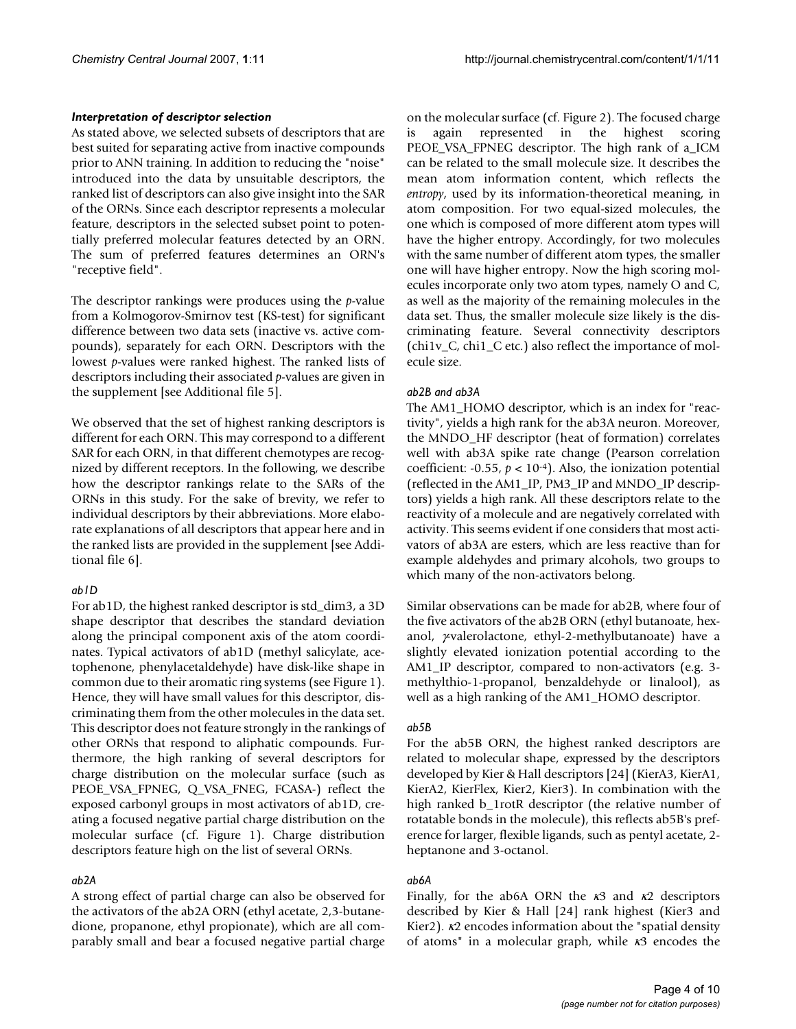### *Interpretation of descriptor selection*

As stated above, we selected subsets of descriptors that are best suited for separating active from inactive compounds prior to ANN training. In addition to reducing the "noise" introduced into the data by unsuitable descriptors, the ranked list of descriptors can also give insight into the SAR of the ORNs. Since each descriptor represents a molecular feature, descriptors in the selected subset point to potentially preferred molecular features detected by an ORN. The sum of preferred features determines an ORN's "receptive field".

The descriptor rankings were produces using the *p*-value from a Kolmogorov-Smirnov test (KS-test) for significant difference between two data sets (inactive vs. active compounds), separately for each ORN. Descriptors with the lowest *p*-values were ranked highest. The ranked lists of descriptors including their associated *p*-values are given in the supplement [see Additional file 5].

We observed that the set of highest ranking descriptors is different for each ORN. This may correspond to a different SAR for each ORN, in that different chemotypes are recognized by different receptors. In the following, we describe how the descriptor rankings relate to the SARs of the ORNs in this study. For the sake of brevity, we refer to individual descriptors by their abbreviations. More elaborate explanations of all descriptors that appear here and in the ranked lists are provided in the supplement [see Additional file 6].

#### *ab1D*

For ab1D, the highest ranked descriptor is std_dim3, a 3D shape descriptor that describes the standard deviation along the principal component axis of the atom coordinates. Typical activators of ab1D (methyl salicylate, acetophenone, phenylacetaldehyde) have disk-like shape in common due to their aromatic ring systems (see Figure 1). Hence, they will have small values for this descriptor, discriminating them from the other molecules in the data set. This descriptor does not feature strongly in the rankings of other ORNs that respond to aliphatic compounds. Furthermore, the high ranking of several descriptors for charge distribution on the molecular surface (such as PEOE_VSA_FPNEG, Q_VSA_FNEG, FCASA-) reflect the exposed carbonyl groups in most activators of ab1D, creating a focused negative partial charge distribution on the molecular surface (cf. Figure 1). Charge distribution descriptors feature high on the list of several ORNs.

#### *ab2A*

A strong effect of partial charge can also be observed for the activators of the ab2A ORN (ethyl acetate, 2,3-butanedione, propanone, ethyl propionate), which are all comparably small and bear a focused negative partial charge on the molecular surface (cf. Figure 2). The focused charge is again represented in the highest scoring PEOE_VSA_FPNEG descriptor. The high rank of a_ICM can be related to the small molecule size. It describes the mean atom information content, which reflects the *entropy*, used by its information-theoretical meaning, in atom composition. For two equal-sized molecules, the one which is composed of more different atom types will have the higher entropy. Accordingly, for two molecules with the same number of different atom types, the smaller one will have higher entropy. Now the high scoring molecules incorporate only two atom types, namely O and C, as well as the majority of the remaining molecules in the data set. Thus, the smaller molecule size likely is the discriminating feature. Several connectivity descriptors (chi1v_C, chi1_C etc.) also reflect the importance of molecule size.

#### *ab2B and ab3A*

The AM1_HOMO descriptor, which is an index for "reactivity", yields a high rank for the ab3A neuron. Moreover, the MNDO_HF descriptor (heat of formation) correlates well with ab3A spike rate change (Pearson correlation coefficient: -0.55, $p < 10^{-4}$). Also, the ionization potential (reflected in the AM1_IP, PM3_IP and MNDO_IP descriptors) yields a high rank. All these descriptors relate to the reactivity of a molecule and are negatively correlated with activity. This seems evident if one considers that most activators of ab3A are esters, which are less reactive than for example aldehydes and primary alcohols, two groups to which many of the non-activators belong.

Similar observations can be made for ab2B, where four of the five activators of the ab2B ORN (ethyl butanoate, hexanol, $\gamma$-valerolactone, ethyl-2-methylbutanoate) have a slightly elevated ionization potential according to the AM1_IP descriptor, compared to non-activators (e.g. 3-methylthio-1-propanol, benzaldehyde or linalool), as well as a high ranking of the AM1_HOMO descriptor.

#### *ab5B*

For the ab5B ORN, the highest ranked descriptors are related to molecular shape, expressed by the descriptors developed by Kier & Hall descriptors [24] (KierA3, KierA1, KierA2, KierFlex, Kier2, Kier3). In combination with the high ranked b_1rotR descriptor (the relative number of rotatable bonds in the molecule), this reflects ab5B's preference for larger, flexible ligands, such as pentyl acetate, 2-heptanone and 3-octanol.

#### *ab6A*

Finally, for the ab6A ORN the $\kappa 3$ and $\kappa 2$ descriptors described by Kier & Hall [24] rank highest (Kier3 and Kier2). $\kappa 2$ encodes information about the "spatial density of atoms" in a molecular graph, while $\kappa 3$ encodes the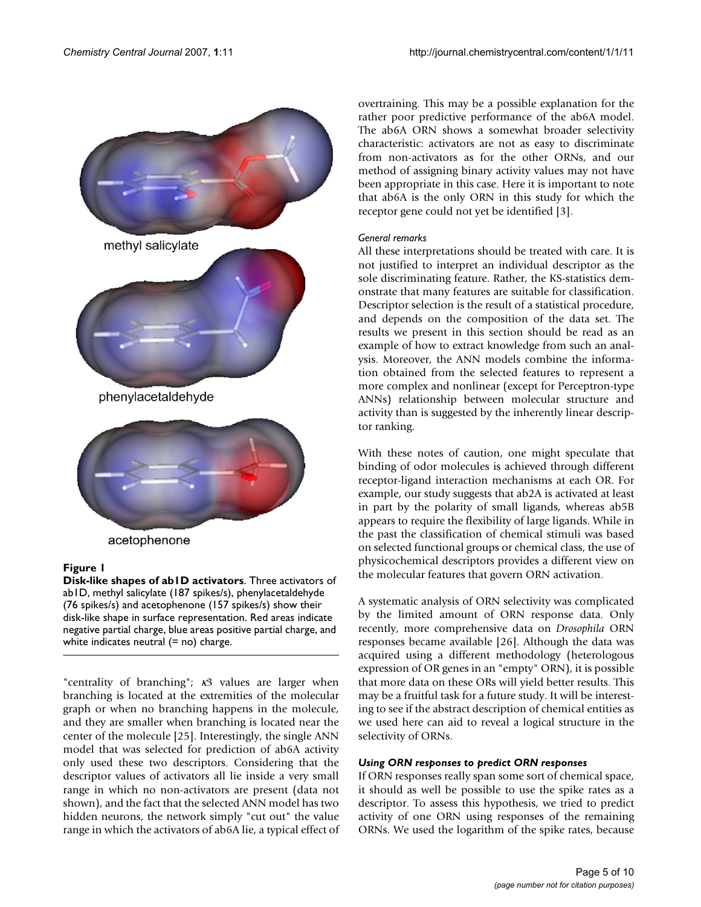methyl salicylate

phenylacetaldehyde

acetophenone

**Figure 1**

**Disk-like shapes of ab1D activators**. Three activators of ab1D, methyl salicylate (187 spikes/s), phenylacetaldehyde (76 spikes/s) and acetophenone (157 spikes/s) show their disk-like shape in surface representation. Red areas indicate negative partial charge, blue areas positive partial charge, and white indicates neutral (= no) charge.

"centrality of branching"; $\kappa 3$ values are larger when branching is located at the extremities of the molecular graph or when no branching happens in the molecule, and they are smaller when branching is located near the center of the molecule [25]. Interestingly, the single ANN model that was selected for prediction of ab6A activity only used these two descriptors. Considering that the descriptor values of activators all lie inside a very small range in which no non-activators are present (data not shown), and the fact that the selected ANN model has two hidden neurons, the network simply "cut out" the value range in which the activators of ab6A lie, a typical effect of overtraining. This may be a possible explanation for the rather poor predictive performance of the ab6A model. The ab6A ORN shows a somewhat broader selectivity characteristic: activators are not as easy to discriminate from non-activators as for the other ORNs, and our method of assigning binary activity values may not have been appropriate in this case. Here it is important to note that ab6A is the only ORN in this study for which the receptor gene could not yet be identified [3].

#### *General remarks*

All these interpretations should be treated with care. It is not justified to interpret an individual descriptor as the sole discriminating feature. Rather, the KS-statistics demonstrate that many features are suitable for classification. Descriptor selection is the result of a statistical procedure, and depends on the composition of the data set. The results we present in this section should be read as an example of how to extract knowledge from such an analysis. Moreover, the ANN models combine the information obtained from the selected features to represent a more complex and nonlinear (except for Perceptron-type ANNs) relationship between molecular structure and activity than is suggested by the inherently linear descriptor ranking.

With these notes of caution, one might speculate that binding of odor molecules is achieved through different receptor-ligand interaction mechanisms at each OR. For example, our study suggests that ab2A is activated at least in part by the polarity of small ligands, whereas ab5B appears to require the flexibility of large ligands. While in the past the classification of chemical stimuli was based on selected functional groups or chemical class, the use of physicochemical descriptors provides a different view on the molecular features that govern ORN activation.

A systematic analysis of ORN selectivity was complicated by the limited amount of ORN response data. Only recently, more comprehensive data on *Drosophila* ORN responses became available [26]. Although the data was acquired using a different methodology (heterologous expression of OR genes in an "empty" ORN), it is possible that more data on these ORs will yield better results. This may be a fruitful task for a future study. It will be interesting to see if the abstract description of chemical entities as we used here can aid to reveal a logical structure in the selectivity of ORNs.

### ***Using ORN responses to predict ORN responses***

If ORN responses really span some sort of chemical space, it should as well be possible to use the spike rates as a descriptor. To assess this hypothesis, we tried to predict activity of one ORN using responses of the remaining ORNs. We used the logarithm of the spike rates, because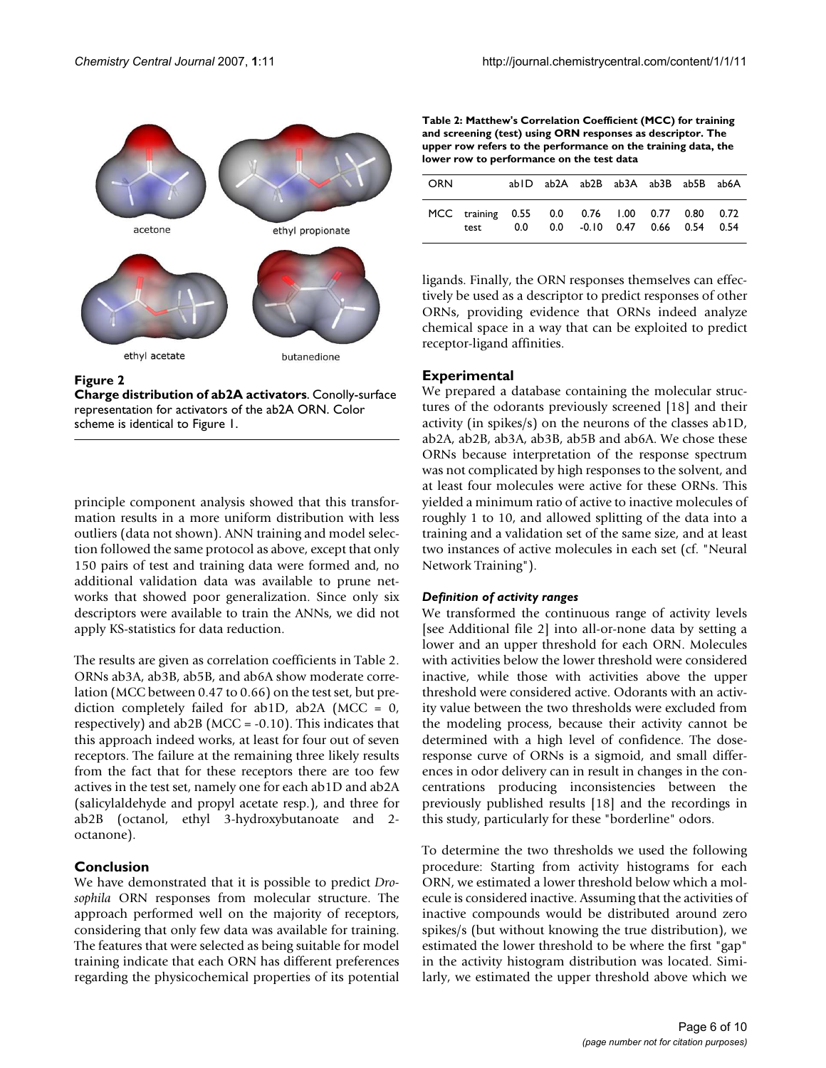**Figure 2**

**Charge distribution of ab2A activators**. Conolly-surface representation for activators of the ab2A ORN. Color scheme is identical to Figure 1.

principle component analysis showed that this transformation results in a more uniform distribution with less outliers (data not shown). ANN training and model selection followed the same protocol as above, except that only 150 pairs of test and training data were formed and, no additional validation data was available to prune networks that showed poor generalization. Since only six descriptors were available to train the ANNs, we did not apply KS-statistics for data reduction.

The results are given as correlation coefficients in Table 2. ORNs ab3A, ab3B, ab5B, and ab6A show moderate correlation (MCC between 0.47 to 0.66) on the test set, but prediction completely failed for ab1D, ab2A (MCC = 0, respectively) and ab2B (MCC = -0.10). This indicates that this approach indeed works, at least for four out of seven receptors. The failure at the remaining three likely results from the fact that for these receptors there are too few actives in the test set, namely one for each ab1D and ab2A (salicylaldehyde and propyl acetate resp.), and three for ab2B (octanol, ethyl 3-hydroxybutanoate and 2-octanone).

## Conclusion

We have demonstrated that it is possible to predict *Drosophila* ORN responses from molecular structure. The approach performed well on the majority of receptors, considering that only few data was available for training. The features that were selected as being suitable for model training indicate that each ORN has different preferences regarding the physicochemical properties of its potential ligands. Finally, the ORN responses themselves can effectively be used as a descriptor to predict responses of other ORNs, providing evidence that ORNs indeed analyze chemical space in a way that can be exploited to predict receptor-ligand affinities.

**Table 2: Matthew's Correlation Coefficient (MCC) for training and screening (test) using ORN responses as descriptor. The upper row refers to the performance on the training data, the lower row to performance on the test data**

| ORN | | ab1D | ab2A | ab2B | ab3A | ab3B | ab5B | ab6A |
|---|---|---|---|---|---|---|---|---|
| MCC | training | 0.55 | 0.0 | 0.76 | 1.00 | 0.77 | 0.80 | 0.72 |
| | test | 0.0 | 0.0 | -0.10 | 0.47 | 0.66 | 0.54 | 0.54 |

## Experimental

We prepared a database containing the molecular structures of the odorants previously screened [18] and their activity (in spikes/s) on the neurons of the classes ab1D, ab2A, ab2B, ab3A, ab3B, ab5B and ab6A. We chose these ORNs because interpretation of the response spectrum was not complicated by high responses to the solvent, and at least four molecules were active for these ORNs. This yielded a minimum ratio of active to inactive molecules of roughly 1 to 10, and allowed splitting of the data into a training and a validation set of the same size, and at least two instances of active molecules in each set (cf. "Neural Network Training").

### *Definition of activity ranges*

We transformed the continuous range of activity levels [see Additional file 2] into all-or-none data by setting a lower and an upper threshold for each ORN. Molecules with activities below the lower threshold were considered inactive, while those with activities above the upper threshold were considered active. Odorants with an activity value between the two thresholds were excluded from the modeling process, because their activity cannot be determined with a high level of confidence. The dose-response curve of ORNs is a sigmoid, and small differences in odor delivery can in result in changes in the concentrations producing inconsistencies between the previously published results [18] and the recordings in this study, particularly for these "borderline" odors.

To determine the two thresholds we used the following procedure: Starting from activity histograms for each ORN, we estimated a lower threshold below which a molecule is considered inactive. Assuming that the activities of inactive compounds would be distributed around zero spikes/s (but without knowing the true distribution), we estimated the lower threshold to be where the first "gap" in the activity histogram distribution was located. Similarly, we estimated the upper threshold above which we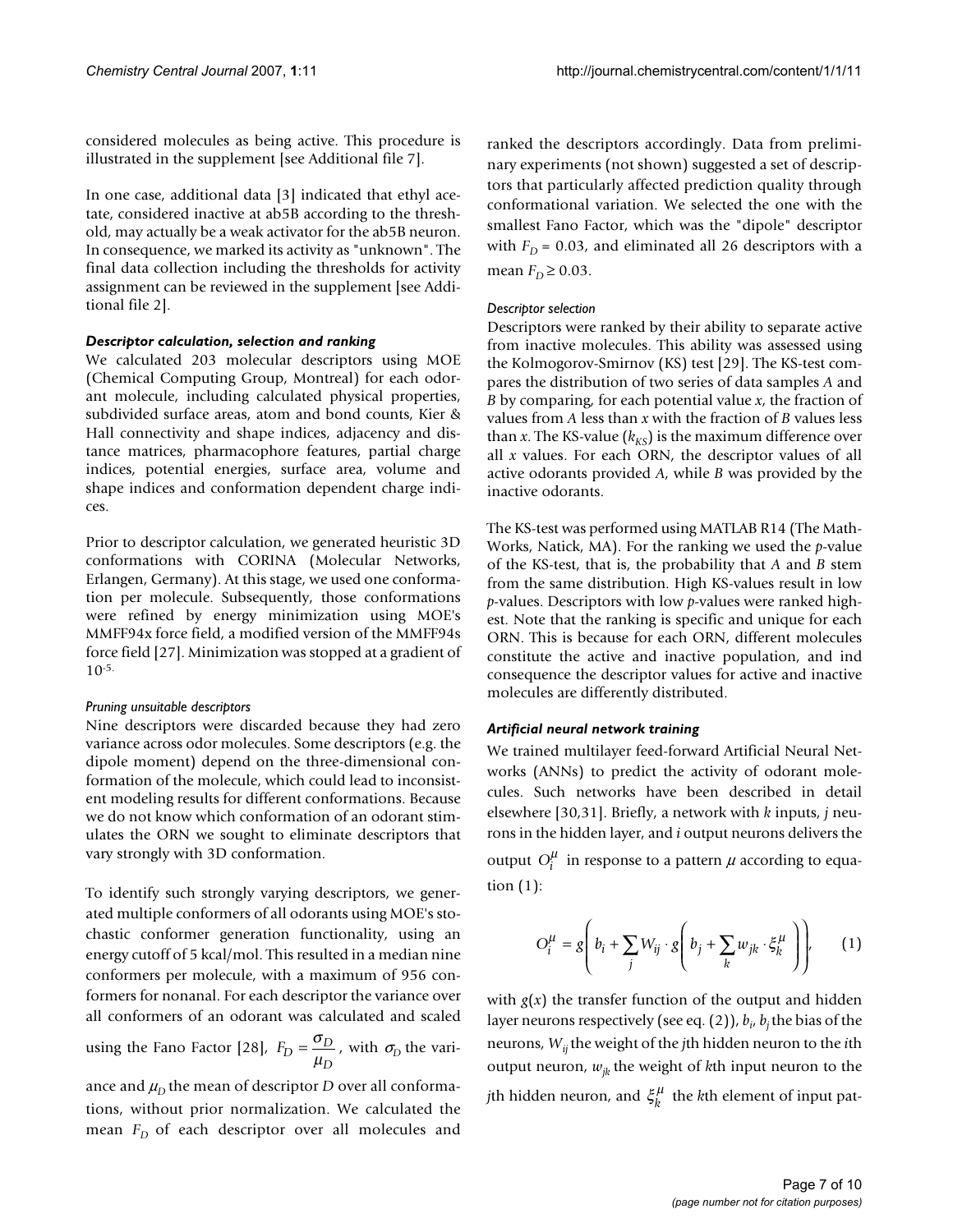considered molecules as being active. This procedure is illustrated in the supplement [see Additional file 7].

In one case, additional data [3] indicated that ethyl acetate, considered inactive at ab5B according to the threshold, may actually be a weak activator for the ab5B neuron. In consequence, we marked its activity as "unknown". The final data collection including the thresholds for activity assignment can be reviewed in the supplement [see Additional file 2].

### *Descriptor calculation, selection and ranking*

We calculated 203 molecular descriptors using MOE (Chemical Computing Group, Montreal) for each odorant molecule, including calculated physical properties, subdivided surface areas, atom and bond counts, Kier & Hall connectivity and shape indices, adjacency and distance matrices, pharmacophore features, partial charge indices, potential energies, surface area, volume and shape indices and conformation dependent charge indices.

Prior to descriptor calculation, we generated heuristic 3D conformations with CORINA (Molecular Networks, Erlangen, Germany). At this stage, we used one conformation per molecule. Subsequently, those conformations were refined by energy minimization using MOE's MMFF94x force field, a modified version of the MMFF94s force field [27]. Minimization was stopped at a gradient of $10^{-5}$.

#### *Pruning unsuitable descriptors*

Nine descriptors were discarded because they had zero variance across odor molecules. Some descriptors (e.g. the dipole moment) depend on the three-dimensional conformation of the molecule, which could lead to inconsistent modeling results for different conformations. Because we do not know which conformation of an odorant stimulates the ORN we sought to eliminate descriptors that vary strongly with 3D conformation.

To identify such strongly varying descriptors, we generated multiple conformers of all odorants using MOE's stochastic conformer generation functionality, using an energy cutoff of 5 kcal/mol. This resulted in a median nine conformers per molecule, with a maximum of 956 conformers for nonanal. For each descriptor the variance over all conformers of an odorant was calculated and scaled using the Fano Factor [28], $F_D = \dfrac{\sigma_D}{\mu_D}$, with $\sigma_D$ the variance and $\mu_D$ the mean of descriptor $D$ over all conformations, without prior normalization. We calculated the mean $F_D$ of each descriptor over all molecules and ranked the descriptors accordingly. Data from preliminary experiments (not shown) suggested a set of descriptors that particularly affected prediction quality through conformational variation. We selected the one with the smallest Fano Factor, which was the "dipole" descriptor with $F_D = 0.03$, and eliminated all 26 descriptors with a mean $F_D \geq 0.03$.

#### *Descriptor selection*

Descriptors were ranked by their ability to separate active from inactive molecules. This ability was assessed using the Kolmogorov-Smirnov (KS) test [29]. The KS-test compares the distribution of two series of data samples $A$ and $B$ by comparing, for each potential value $x$, the fraction of values from $A$ less than $x$ with the fraction of $B$ values less than $x$. The KS-value ($k_{KS}$) is the maximum difference over all $x$ values. For each ORN, the descriptor values of all active odorants provided $A$, while $B$ was provided by the inactive odorants.

The KS-test was performed using MATLAB R14 (The MathWorks, Natick, MA). For the ranking we used the $p$-value of the KS-test, that is, the probability that $A$ and $B$ stem from the same distribution. High KS-values result in low $p$-values. Descriptors with low $p$-values were ranked highest. Note that the ranking is specific and unique for each ORN. This is because for each ORN, different molecules constitute the active and inactive population, and ind consequence the descriptor values for active and inactive molecules are differently distributed.

### *Artificial neural network training*

We trained multilayer feed-forward Artificial Neural Networks (ANNs) to predict the activity of odorant molecules. Such networks have been described in detail elsewhere [30,31]. Briefly, a network with $k$ inputs, $j$ neurons in the hidden layer, and $i$ output neurons delivers the output $O_i^\mu$ in response to a pattern $\mu$ according to equation (1):

$$O_i^\mu = g\left( b_i + \sum_j W_{ij} \cdot g\left( b_j + \sum_k w_{jk} \cdot \xi_k^\mu \right)\right), \qquad (1)$$

with $g(x)$ the transfer function of the output and hidden layer neurons respectively (see eq. (2)), $b_i$, $b_j$ the bias of the neurons, $W_{ij}$ the weight of the $j$th hidden neuron to the $i$th output neuron, $w_{jk}$ the weight of $k$th input neuron to the $j$th hidden neuron, and $\xi_k^\mu$ the $k$th element of input pat-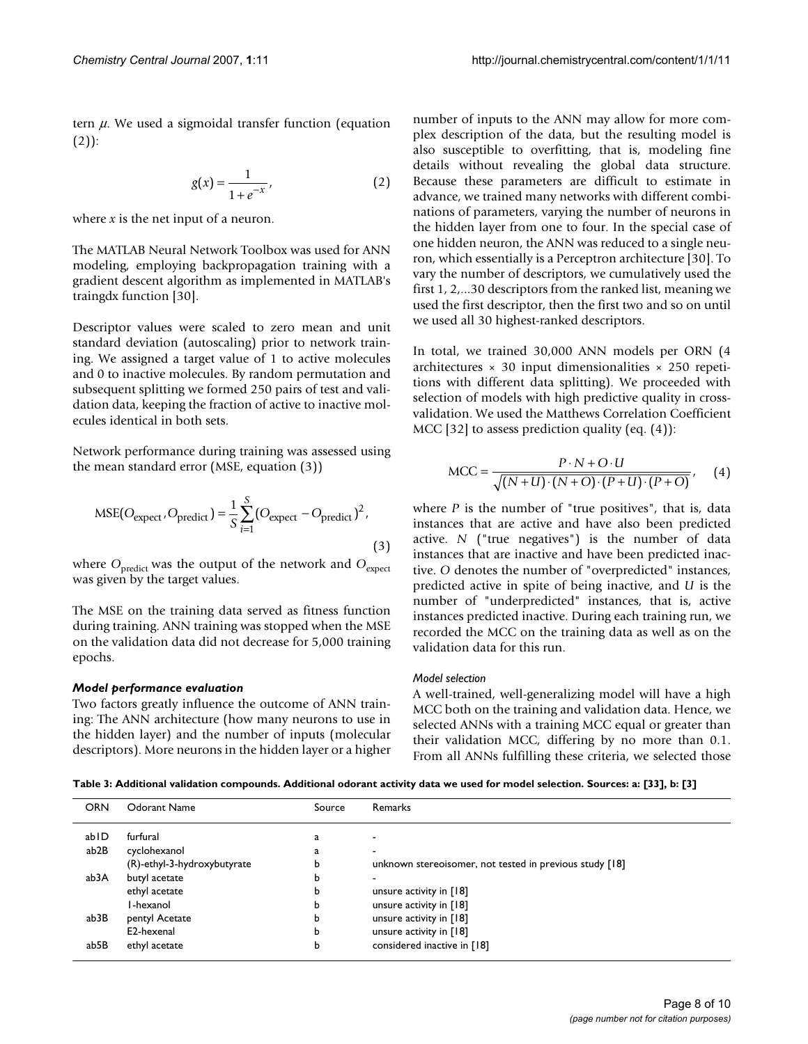tern $\mu$. We used a sigmoidal transfer function (equation (2)):

$$g(x) = \frac{1}{1+e^{-x}}, \qquad (2)$$

where $x$ is the net input of a neuron.

The MATLAB Neural Network Toolbox was used for ANN modeling, employing backpropagation training with a gradient descent algorithm as implemented in MATLAB's traingdx function [30].

Descriptor values were scaled to zero mean and unit standard deviation (autoscaling) prior to network training. We assigned a target value of 1 to active molecules and 0 to inactive molecules. By random permutation and subsequent splitting we formed 250 pairs of test and validation data, keeping the fraction of active to inactive molecules identical in both sets.

Network performance during training was assessed using the mean standard error (MSE, equation (3))

$$\mathrm{MSE}(O_{\text{expect}}, O_{\text{predict}}) = \frac{1}{S}\sum_{i=1}^{S}(O_{\text{expect}} - O_{\text{predict}})^2, \qquad (3)$$

where $O_{\text{predict}}$ was the output of the network and $O_{\text{expect}}$ was given by the target values.

The MSE on the training data served as fitness function during training. ANN training was stopped when the MSE on the validation data did not decrease for 5,000 training epochs.

#### *Model performance evaluation*

Two factors greatly influence the outcome of ANN training: The ANN architecture (how many neurons to use in the hidden layer) and the number of inputs (molecular descriptors). More neurons in the hidden layer or a higher number of inputs to the ANN may allow for more complex description of the data, but the resulting model is also susceptible to overfitting, that is, modeling fine details without revealing the global data structure. Because these parameters are difficult to estimate in advance, we trained many networks with different combinations of parameters, varying the number of neurons in the hidden layer from one to four. In the special case of one hidden neuron, the ANN was reduced to a single neuron, which essentially is a Perceptron architecture [30]. To vary the number of descriptors, we cumulatively used the first 1, 2,...30 descriptors from the ranked list, meaning we used the first descriptor, then the first two and so on until we used all 30 highest-ranked descriptors.

In total, we trained 30,000 ANN models per ORN (4 architectures × 30 input dimensionalities × 250 repetitions with different data splitting). We proceeded with selection of models with high predictive quality in cross-validation. We used the Matthews Correlation Coefficient MCC [32] to assess prediction quality (eq. (4)):

$$\mathrm{MCC} = \frac{P \cdot N + O \cdot U}{\sqrt{(N+U)\cdot(N+O)\cdot(P+U)\cdot(P+O)}}, \qquad (4)$$

where $P$ is the number of "true positives", that is, data instances that are active and have also been predicted active. $N$ ("true negatives") is the number of data instances that are inactive and have been predicted inactive. $O$ denotes the number of "overpredicted" instances, predicted active in spite of being inactive, and $U$ is the number of "underpredicted" instances, that is, active instances predicted inactive. During each training run, we recorded the MCC on the training data as well as on the validation data for this run.

#### *Model selection*

A well-trained, well-generalizing model will have a high MCC both on the training and validation data. Hence, we selected ANNs with a training MCC equal or greater than their validation MCC, differing by no more than 0.1. From all ANNs fulfilling these criteria, we selected those

**Table 3: Additional validation compounds. Additional odorant activity data we used for model selection. Sources: a: [33], b: [3]**

| ORN | Odorant Name | Source | Remarks |
|---|---|---|---|
| ab1D | furfural | a | - |
| ab2B | cyclohexanol | a | - |
| | (R)-ethyl-3-hydroxybutyrate | b | unknown stereoisomer, not tested in previous study [18] |
| ab3A | butyl acetate | b | - |
| | ethyl acetate | b | unsure activity in [18] |
| | 1-hexanol | b | unsure activity in [18] |
| ab3B | pentyl Acetate | b | unsure activity in [18] |
| | E2-hexenal | b | unsure activity in [18] |
| ab5B | ethyl acetate | b | considered inactive in [18] |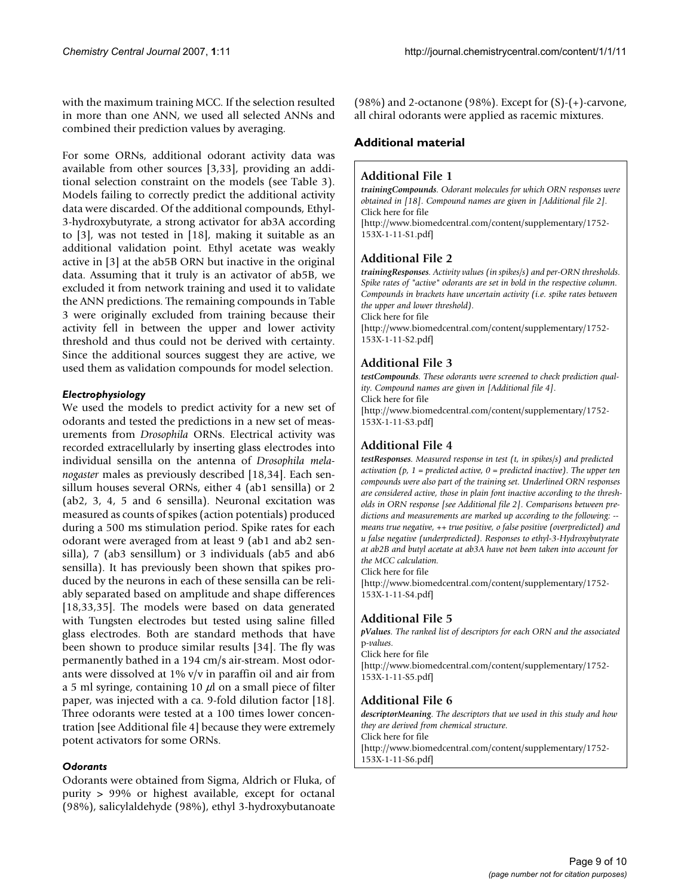with the maximum training MCC. If the selection resulted in more than one ANN, we used all selected ANNs and combined their prediction values by averaging.

For some ORNs, additional odorant activity data was available from other sources [3,33], providing an additional selection constraint on the models (see Table 3). Models failing to correctly predict the additional activity data were discarded. Of the additional compounds, Ethyl-3-hydroxybutyrate, a strong activator for ab3A according to [3], was not tested in [18], making it suitable as an additional validation point. Ethyl acetate was weakly active in [3] at the ab5B ORN but inactive in the original data. Assuming that it truly is an activator of ab5B, we excluded it from network training and used it to validate the ANN predictions. The remaining compounds in Table 3 were originally excluded from training because their activity fell in between the upper and lower activity threshold and thus could not be derived with certainty. Since the additional sources suggest they are active, we used them as validation compounds for model selection.

### *Electrophysiology*

We used the models to predict activity for a new set of odorants and tested the predictions in a new set of measurements from *Drosophila* ORNs. Electrical activity was recorded extracellularly by inserting glass electrodes into individual sensilla on the antenna of *Drosophila melanogaster* males as previously described [18,34]. Each sensillum houses several ORNs, either 4 (ab1 sensilla) or 2 (ab2, 3, 4, 5 and 6 sensilla). Neuronal excitation was measured as counts of spikes (action potentials) produced during a 500 ms stimulation period. Spike rates for each odorant were averaged from at least 9 (ab1 and ab2 sensilla), 7 (ab3 sensillum) or 3 individuals (ab5 and ab6 sensilla). It has previously been shown that spikes produced by the neurons in each of these sensilla can be reliably separated based on amplitude and shape differences [18,33,35]. The models were based on data generated with Tungsten electrodes but tested using saline filled glass electrodes. Both are standard methods that have been shown to produce similar results [34]. The fly was permanently bathed in a 194 cm/s air-stream. Most odorants were dissolved at 1% v/v in paraffin oil and air from a 5 ml syringe, containing 10 $\mu$l on a small piece of filter paper, was injected with a ca. 9-fold dilution factor [18]. Three odorants were tested at a 100 times lower concentration [see Additional file 4] because they were extremely potent activators for some ORNs.

### *Odorants*

Odorants were obtained from Sigma, Aldrich or Fluka, of purity > 99% or highest available, except for octanal (98%), salicylaldehyde (98%), ethyl 3-hydroxybutanoate (98%) and 2-octanone (98%). Except for (S)-(+)-carvone, all chiral odorants were applied as racemic mixtures.

## Additional material

### Additional File 1

***trainingCompounds****. Odorant molecules for which ORN responses were obtained in [18]. Compound names are given in [Additional file 2].*
Click here for file
[http://www.biomedcentral.com/content/supplementary/1752-153X-1-11-S1.pdf]

### Additional File 2

***trainingResponses****. Activity values (in spikes/s) and per-ORN thresholds. Spike rates of "active" odorants are set in bold in the respective column. Compounds in brackets have uncertain activity (i.e. spike rates between the upper and lower threshold).*
Click here for file
[http://www.biomedcentral.com/content/supplementary/1752-153X-1-11-S2.pdf]

### Additional File 3

***testCompounds****. These odorants were screened to check prediction quality. Compound names are given in [Additional file 4].*
Click here for file
[http://www.biomedcentral.com/content/supplementary/1752-153X-1-11-S3.pdf]

### Additional File 4

***testResponses****. Measured response in test (t, in spikes/s) and predicted activation (p, 1 = predicted active, 0 = predicted inactive). The upper ten compounds were also part of the training set. Underlined ORN responses are considered active, those in plain font inactive according to the thresholds in ORN response [see Additional file 2]. Comparisons between predictions and measurements are marked up according to the following: -- means true negative, ++ true positive, o false positive (overpredicted) and u false negative (underpredicted). Responses to ethyl-3-Hydroxybutyrate at ab2B and butyl acetate at ab3A have not been taken into account for the MCC calculation.*
Click here for file
[http://www.biomedcentral.com/content/supplementary/1752-153X-1-11-S4.pdf]

### Additional File 5

***pValues****. The ranked list of descriptors for each ORN and the associated p-values.*
Click here for file
[http://www.biomedcentral.com/content/supplementary/1752-153X-1-11-S5.pdf]

### Additional File 6

***descriptorMeaning****. The descriptors that we used in this study and how they are derived from chemical structure.*
Click here for file
[http://www.biomedcentral.com/content/supplementary/1752-153X-1-11-S6.pdf]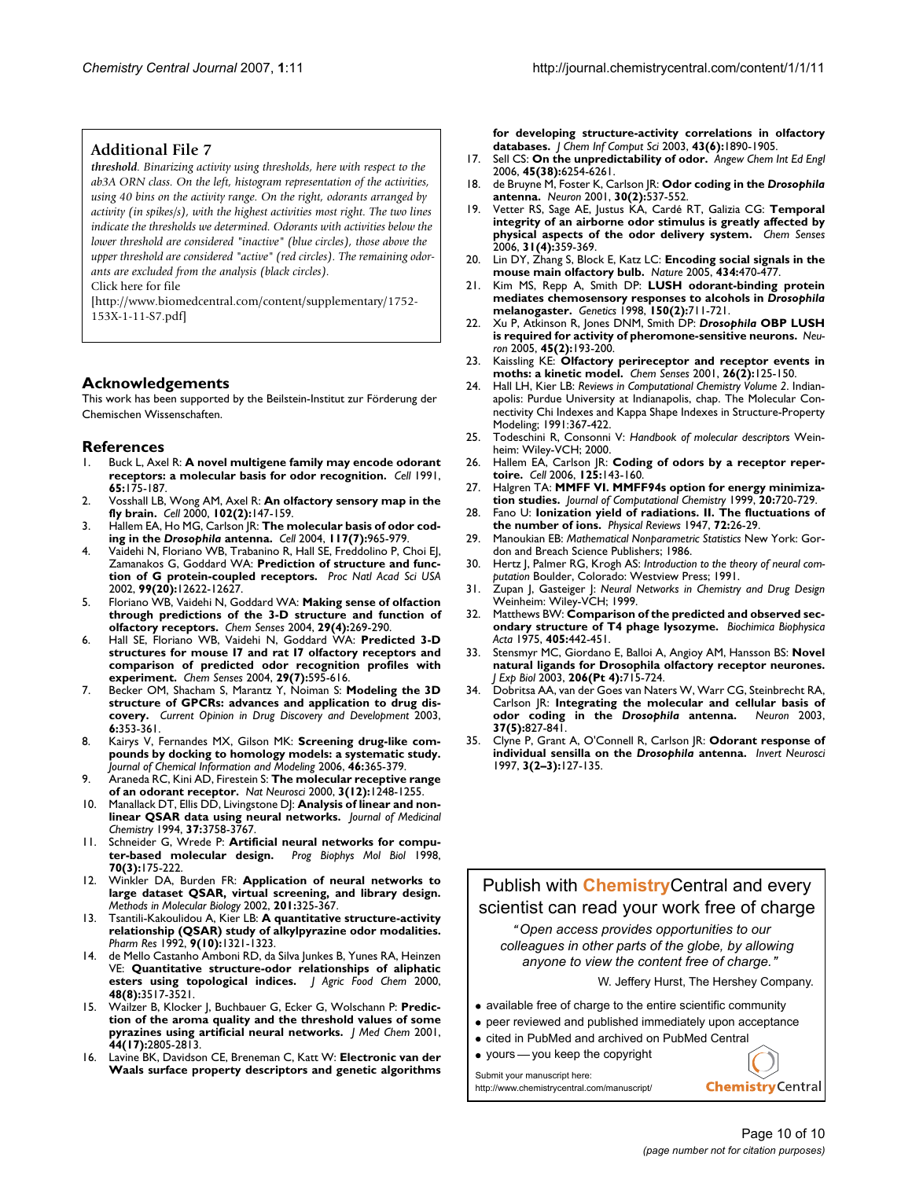## Additional File 7

*threshold. Binarizing activity using thresholds, here with respect to the ab3A ORN class. On the left, histogram representation of the activities, using 40 bins on the activity range. On the right, odorants arranged by activity (in spikes/s), with the highest activities most right. The two lines indicate the thresholds we determined. Odorants with activities below the lower threshold are considered "inactive" (blue circles), those above the upper threshold are considered "active" (red circles). The remaining odorants are excluded from the analysis (black circles).*

Click here for file

[http://www.biomedcentral.com/content/supplementary/1752-153X-1-11-S7.pdf]

## Acknowledgements

This work has been supported by the Beilstein-Institut zur Förderung der Chemischen Wissenschaften.

## References

1. Buck L, Axel R: **A novel multigene family may encode odorant receptors: a molecular basis for odor recognition.** *Cell* 1991, **65:**175-187.
2. Vosshall LB, Wong AM, Axel R: **An olfactory sensory map in the fly brain.** *Cell* 2000, **102(2):**147-159.
3. Hallem EA, Ho MG, Carlson JR: **The molecular basis of odor coding in the *Drosophila* antenna.** *Cell* 2004, **117(7):**965-979.
4. Vaidehi N, Floriano WB, Trabanino R, Hall SE, Freddolino P, Choi EJ, Zamanakos G, Goddard WA: **Prediction of structure and function of G protein-coupled receptors.** *Proc Natl Acad Sci USA* 2002, **99(20):**12622-12627.
5. Floriano WB, Vaidehi N, Goddard WA: **Making sense of olfaction through predictions of the 3-D structure and function of olfactory receptors.** *Chem Senses* 2004, **29(4):**269-290.
6. Hall SE, Floriano WB, Vaidehi N, Goddard WA: **Predicted 3-D structures for mouse I7 and rat I7 olfactory receptors and comparison of predicted odor recognition profiles with experiment.** *Chem Senses* 2004, **29(7):**595-616.
7. Becker OM, Shacham S, Marantz Y, Noiman S: **Modeling the 3D structure of GPCRs: advances and application to drug discovery.** *Current Opinion in Drug Discovery and Development* 2003, **6:**353-361.
8. Kairys V, Fernandes MX, Gilson MK: **Screening drug-like compounds by docking to homology models: a systematic study.** *Journal of Chemical Information and Modeling* 2006, **46:**365-379.
9. Araneda RC, Kini AD, Firestein S: **The molecular receptive range of an odorant receptor.** *Nat Neurosci* 2000, **3(12):**1248-1255.
10. Manallack DT, Ellis DD, Livingstone DJ: **Analysis of linear and nonlinear QSAR data using neural networks.** *Journal of Medicinal Chemistry* 1994, **37:**3758-3767.
11. Schneider G, Wrede P: **Artificial neural networks for computer-based molecular design.** *Prog Biophys Mol Biol* 1998, **70(3):**175-222.
12. Winkler DA, Burden FR: **Application of neural networks to large dataset QSAR, virtual screening, and library design.** *Methods in Molecular Biology* 2002, **201:**325-367.
13. Tsantili-Kakoulidou A, Kier LB: **A quantitative structure-activity relationship (QSAR) study of alkylpyrazine odor modalities.** *Pharm Res* 1992, **9(10):**1321-1323.
14. de Mello Castanho Amboni RD, da Silva Junkes B, Yunes RA, Heinzen VE: **Quantitative structure-odor relationships of aliphatic esters using topological indices.** *J Agric Food Chem* 2000, **48(8):**3517-3521.
15. Wailzer B, Klocker J, Buchbauer G, Ecker G, Wolschann P: **Prediction of the aroma quality and the threshold values of some pyrazines using artificial neural networks.** *J Med Chem* 2001, **44(17):**2805-2813.
16. Lavine BK, Davidson CE, Breneman C, Katt W: **Electronic van der Waals surface property descriptors and genetic algorithms for developing structure-activity correlations in olfactory databases.** *J Chem Inf Comput Sci* 2003, **43(6):**1890-1905.
17. Sell CS: **On the unpredictability of odor.** *Angew Chem Int Ed Engl* 2006, **45(38):**6254-6261.
18. de Bruyne M, Foster K, Carlson JR: **Odor coding in the *Drosophila* antenna.** *Neuron* 2001, **30(2):**537-552.
19. Vetter RS, Sage AE, Justus KA, Cardé RT, Galizia CG: **Temporal integrity of an airborne odor stimulus is greatly affected by physical aspects of the odor delivery system.** *Chem Senses* 2006, **31(4):**359-369.
20. Lin DY, Zhang S, Block E, Katz LC: **Encoding social signals in the mouse main olfactory bulb.** *Nature* 2005, **434:**470-477.
21. Kim MS, Repp A, Smith DP: **LUSH odorant-binding protein mediates chemosensory responses to alcohols in *Drosophila* melanogaster.** *Genetics* 1998, **150(2):**711-721.
22. Xu P, Atkinson R, Jones DNM, Smith DP: ***Drosophila* OBP LUSH is required for activity of pheromone-sensitive neurons.** *Neuron* 2005, **45(2):**193-200.
23. Kaissling KE: **Olfactory perireceptor and receptor events in moths: a kinetic model.** *Chem Senses* 2001, **26(2):**125-150.
24. Hall LH, Kier LB: *Reviews in Computational Chemistry Volume 2*. Indianapolis: Purdue University at Indianapolis, chap. The Molecular Connectivity Chi Indexes and Kappa Shape Indexes in Structure-Property Modeling; 1991:367-422.
25. Todeschini R, Consonni V: *Handbook of molecular descriptors* Weinheim: Wiley-VCH; 2000.
26. Hallem EA, Carlson JR: **Coding of odors by a receptor repertoire.** *Cell* 2006, **125:**143-160.
27. Halgren TA: **MMFF VI. MMFF94s option for energy minimization studies.** *Journal of Computational Chemistry* 1999, **20:**720-729.
28. Fano U: **Ionization yield of radiations. II. The fluctuations of the number of ions.** *Physical Reviews* 1947, **72:**26-29.
29. Manoukian EB: *Mathematical Nonparametric Statistics* New York: Gordon and Breach Science Publishers; 1986.
30. Hertz J, Palmer RG, Krogh AS: *Introduction to the theory of neural computation* Boulder, Colorado: Westview Press; 1991.
31. Zupan J, Gasteiger J: *Neural Networks in Chemistry and Drug Design* Weinheim: Wiley-VCH; 1999.
32. Matthews BW: **Comparison of the predicted and observed secondary structure of T4 phage lysozyme.** *Biochimica Biophysica Acta* 1975, **405:**442-451.
33. Stensmyr MC, Giordano E, Balloi A, Angioy AM, Hansson BS: **Novel natural ligands for Drosophila olfactory receptor neurones.** *J Exp Biol* 2003, **206(Pt 4):**715-724.
34. Dobritsa AA, van der Goes van Naters W, Warr CG, Steinbrecht RA, Carlson JR: **Integrating the molecular and cellular basis of odor coding in the *Drosophila* antenna.** *Neuron* 2003, **37(5):**827-841.
35. Clyne P, Grant A, O'Connell R, Carlson JR: **Odorant response of individual sensilla on the *Drosophila* antenna.** *Invert Neurosci* 1997, **3(2–3):**127-135.

Publish with **Chemistry**Central and every scientist can read your work free of charge

*"Open access provides opportunities to our colleagues in other parts of the globe, by allowing anyone to view the content free of charge."*

W. Jeffery Hurst, The Hershey Company.

- available free of charge to the entire scientific community
- peer reviewed and published immediately upon acceptance
- cited in PubMed and archived on PubMed Central
- yours — you keep the copyright

Submit your manuscript here:
http://www.chemistrycentral.com/manuscript/

ChemistryCentral